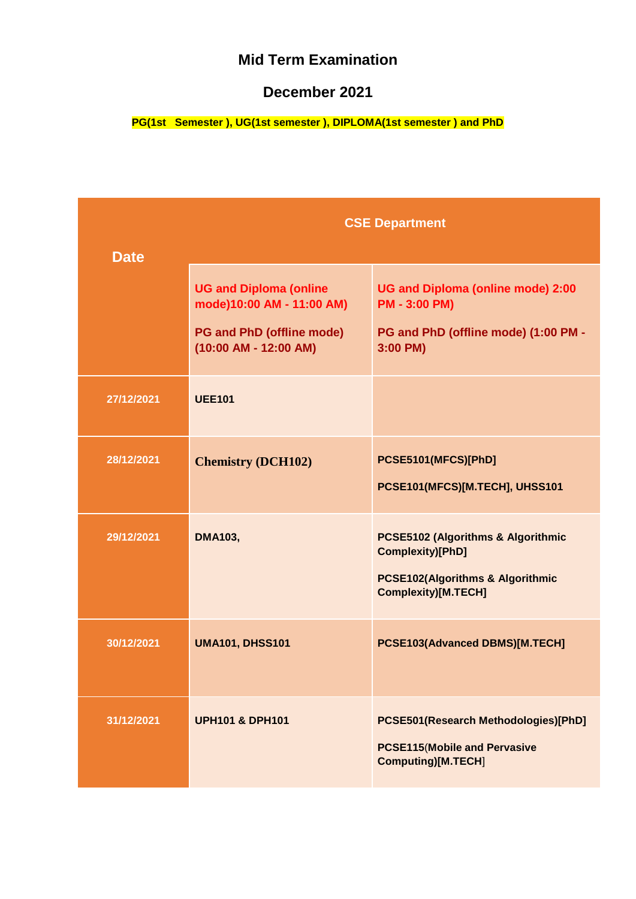# Mid Term Examination

## December 2021

**PG(1st Semester ), UG(1st semester ), DIPLOMA(1st semester ) and PhD**

| Date | CSE Department | |
|---|---|---|
| | UG and Diploma (online mode)10:00 AM - 11:00 AM)<br>PG and PhD (offline mode) (10:00 AM - 12:00 AM) | UG and Diploma (online mode) 2:00 PM - 3:00 PM)<br>PG and PhD (offline mode) (1:00 PM - 3:00 PM) |
| 27/12/2021 | UEE101 | |
| 28/12/2021 | Chemistry (DCH102) | PCSE5101(MFCS)[PhD]<br>PCSE101(MFCS)[M.TECH], UHSS101 |
| 29/12/2021 | DMA103, | PCSE5102 (Algorithms & Algorithmic Complexity)[PhD]<br>PCSE102(Algorithms & Algorithmic Complexity)[M.TECH] |
| 30/12/2021 | UMA101, DHSS101 | PCSE103(Advanced DBMS)[M.TECH] |
| 31/12/2021 | UPH101 & DPH101 | PCSE501(Research Methodologies)[PhD]<br>PCSE115(Mobile and Pervasive Computing)[M.TECH] |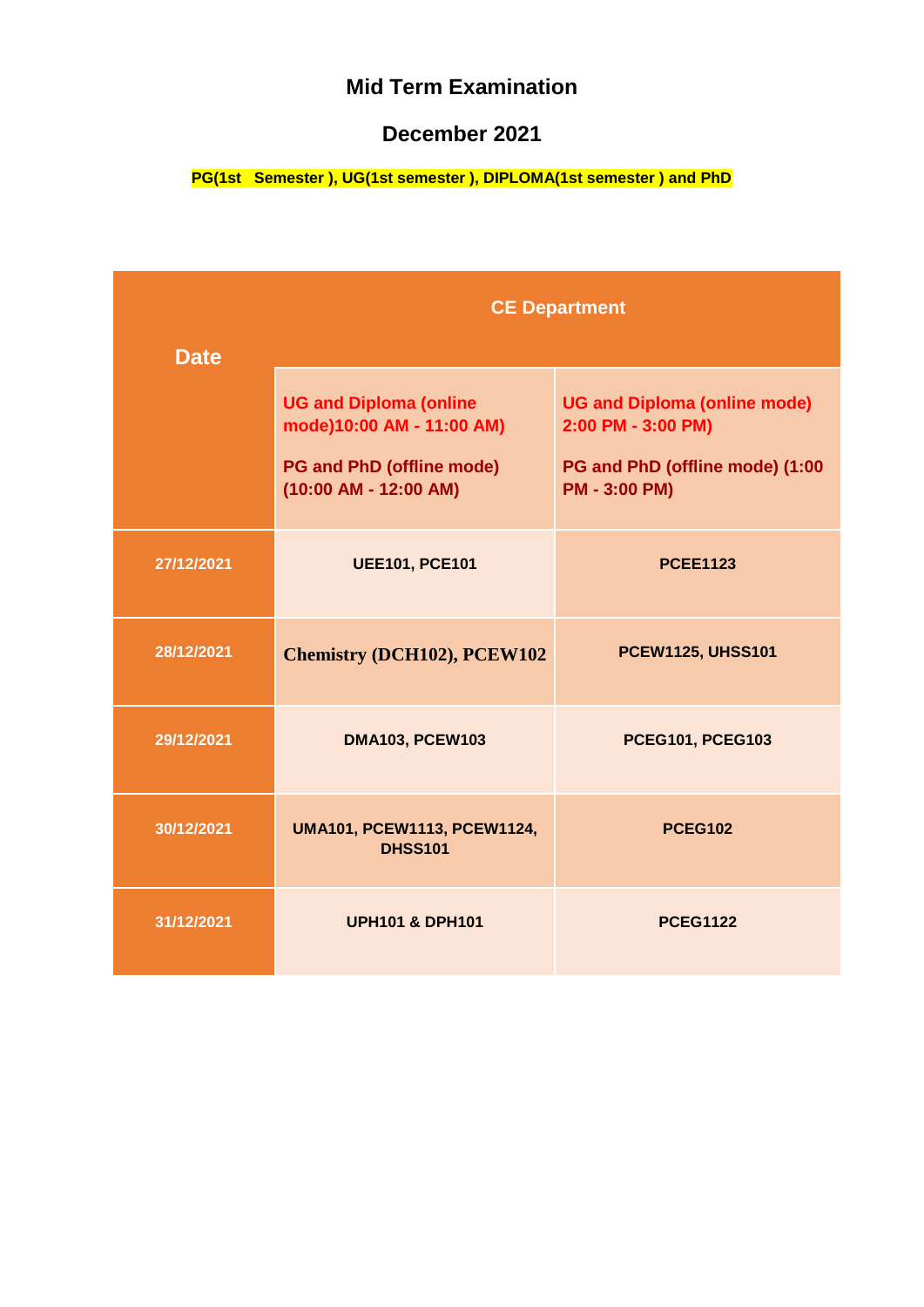# Mid Term Examination

## December 2021

**PG(1st Semester ), UG(1st semester ), DIPLOMA(1st semester ) and PhD**

| Date | CE Department | |
|---|---|---|
| | UG and Diploma (online mode)10:00 AM - 11:00 AM)<br><br>PG and PhD (offline mode) (10:00 AM - 12:00 AM) | UG and Diploma (online mode) 2:00 PM - 3:00 PM)<br><br>PG and PhD (offline mode) (1:00 PM - 3:00 PM) |
| 27/12/2021 | UEE101, PCE101 | PCEE1123 |
| 28/12/2021 | Chemistry (DCH102), PCEW102 | PCEW1125, UHSS101 |
| 29/12/2021 | DMA103, PCEW103 | PCEG101, PCEG103 |
| 30/12/2021 | UMA101, PCEW1113, PCEW1124, DHSS101 | PCEG102 |
| 31/12/2021 | UPH101 & DPH101 | PCEG1122 |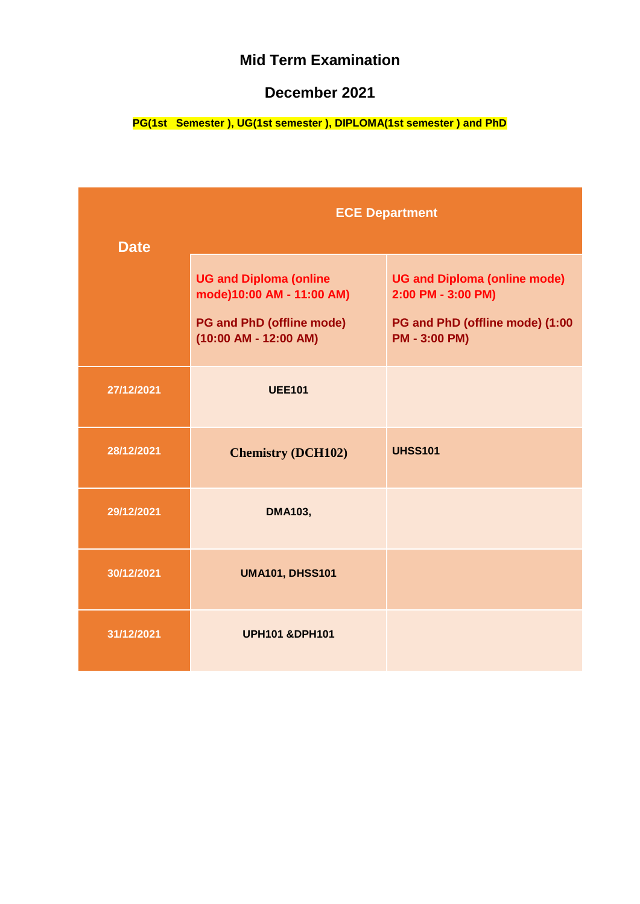# Mid Term Examination

## December 2021

**PG(1st Semester ), UG(1st semester ), DIPLOMA(1st semester ) and PhD**

| Date | ECE Department | |
|---|---|---|
| | UG and Diploma (online mode)10:00 AM - 11:00 AM)<br><br>PG and PhD (offline mode) (10:00 AM - 12:00 AM) | UG and Diploma (online mode) 2:00 PM - 3:00 PM)<br><br>PG and PhD (offline mode) (1:00 PM - 3:00 PM) |
| 27/12/2021 | UEE101 | |
| 28/12/2021 | Chemistry (DCH102) | UHSS101 |
| 29/12/2021 | DMA103, | |
| 30/12/2021 | UMA101, DHSS101 | |
| 31/12/2021 | UPH101 &DPH101 | |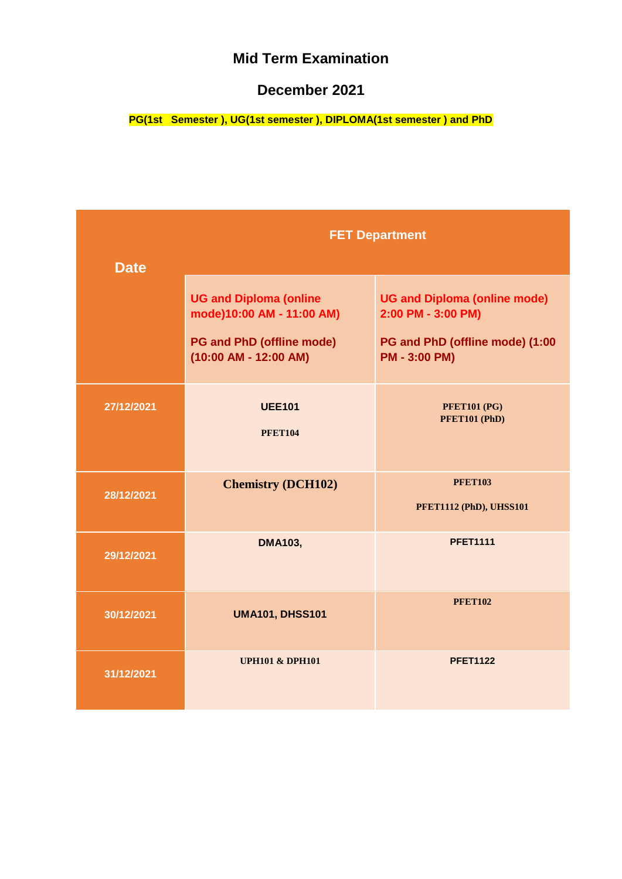# Mid Term Examination

## December 2021

**PG(1st Semester ), UG(1st semester ), DIPLOMA(1st semester ) and PhD**

| Date | FET Department | |
|---|---|---|
| | UG and Diploma (online mode)10:00 AM - 11:00 AM)<br><br>PG and PhD (offline mode) (10:00 AM - 12:00 AM) | UG and Diploma (online mode) 2:00 PM - 3:00 PM)<br><br>PG and PhD (offline mode) (1:00 PM - 3:00 PM) |
| 27/12/2021 | UEE101<br><br>PFET104 | PFET101 (PG)<br>PFET101 (PhD) |
| 28/12/2021 | Chemistry (DCH102) | PFET103<br><br>PFET1112 (PhD), UHSS101 |
| 29/12/2021 | DMA103, | PFET1111 |
| 30/12/2021 | UMA101, DHSS101 | PFET102 |
| 31/12/2021 | UPH101 & DPH101 | PFET1122 |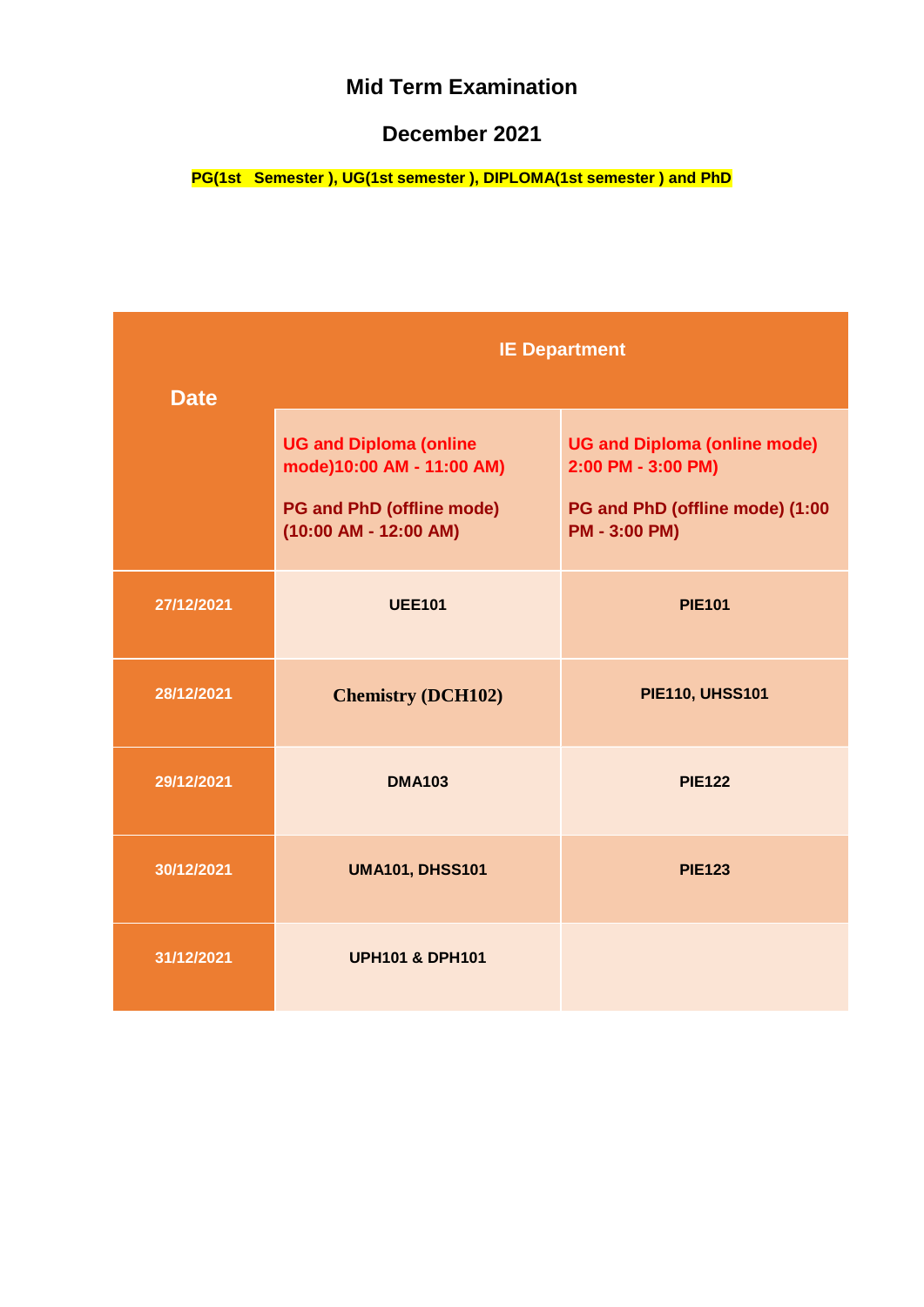# Mid Term Examination

## December 2021

**PG(1st Semester ), UG(1st semester ), DIPLOMA(1st semester ) and PhD**

| Date | IE Department | |
|---|---|---|
| | UG and Diploma (online mode)10:00 AM - 11:00 AM) <br> PG and PhD (offline mode) (10:00 AM - 12:00 AM) | UG and Diploma (online mode) 2:00 PM - 3:00 PM) <br> PG and PhD (offline mode) (1:00 PM - 3:00 PM) |
| 27/12/2021 | UEE101 | PIE101 |
| 28/12/2021 | Chemistry (DCH102) | PIE110, UHSS101 |
| 29/12/2021 | DMA103 | PIE122 |
| 30/12/2021 | UMA101, DHSS101 | PIE123 |
| 31/12/2021 | UPH101 & DPH101 | |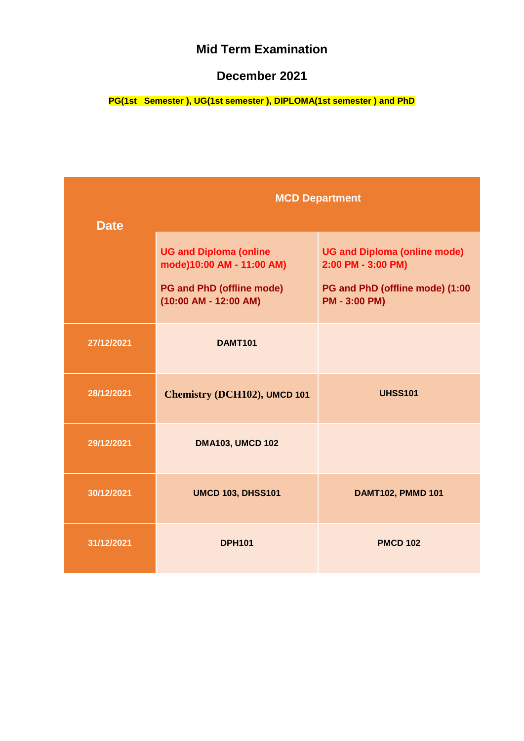# Mid Term Examination

## December 2021

**PG(1st Semester ), UG(1st semester ), DIPLOMA(1st semester ) and PhD**

| Date | MCD Department | |
|---|---|---|
| | UG and Diploma (online mode)10:00 AM - 11:00 AM)<br><br>PG and PhD (offline mode) (10:00 AM - 12:00 AM) | UG and Diploma (online mode) 2:00 PM - 3:00 PM)<br><br>PG and PhD (offline mode) (1:00 PM - 3:00 PM) |
| 27/12/2021 | DAMT101 | |
| 28/12/2021 | Chemistry (DCH102), UMCD 101 | UHSS101 |
| 29/12/2021 | DMA103, UMCD 102 | |
| 30/12/2021 | UMCD 103, DHSS101 | DAMT102, PMMD 101 |
| 31/12/2021 | DPH101 | PMCD 102 |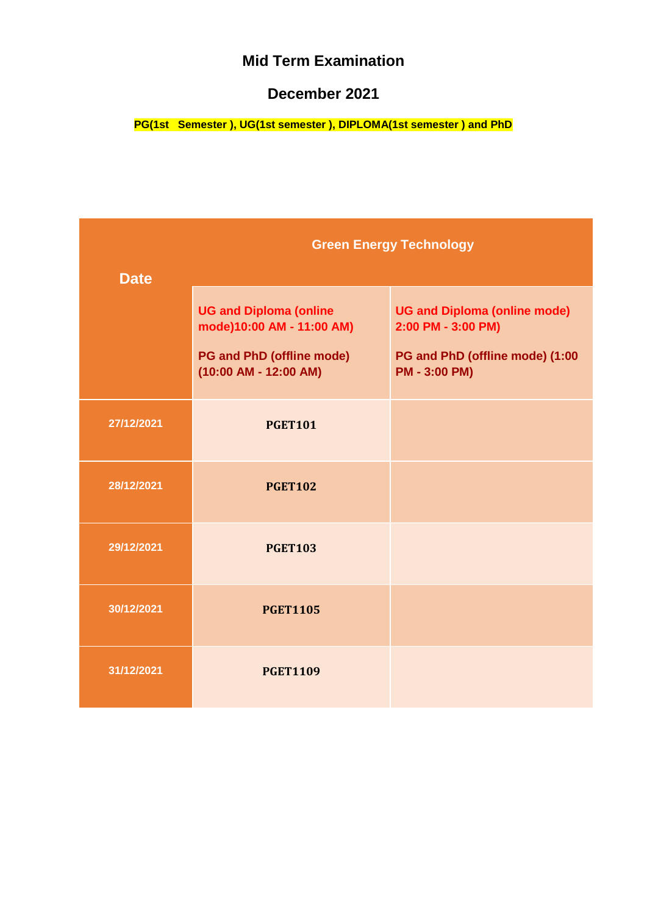# Mid Term Examination

## December 2021

**PG(1st Semester ), UG(1st semester ), DIPLOMA(1st semester ) and PhD**

| Date | Green Energy Technology | |
|---|---|---|
| | UG and Diploma (online mode)10:00 AM - 11:00 AM)<br><br>PG and PhD (offline mode) (10:00 AM - 12:00 AM) | UG and Diploma (online mode) 2:00 PM - 3:00 PM)<br><br>PG and PhD (offline mode) (1:00 PM - 3:00 PM) |
| 27/12/2021 | PGET101 | |
| 28/12/2021 | PGET102 | |
| 29/12/2021 | PGET103 | |
| 30/12/2021 | PGET1105 | |
| 31/12/2021 | PGET1109 | |